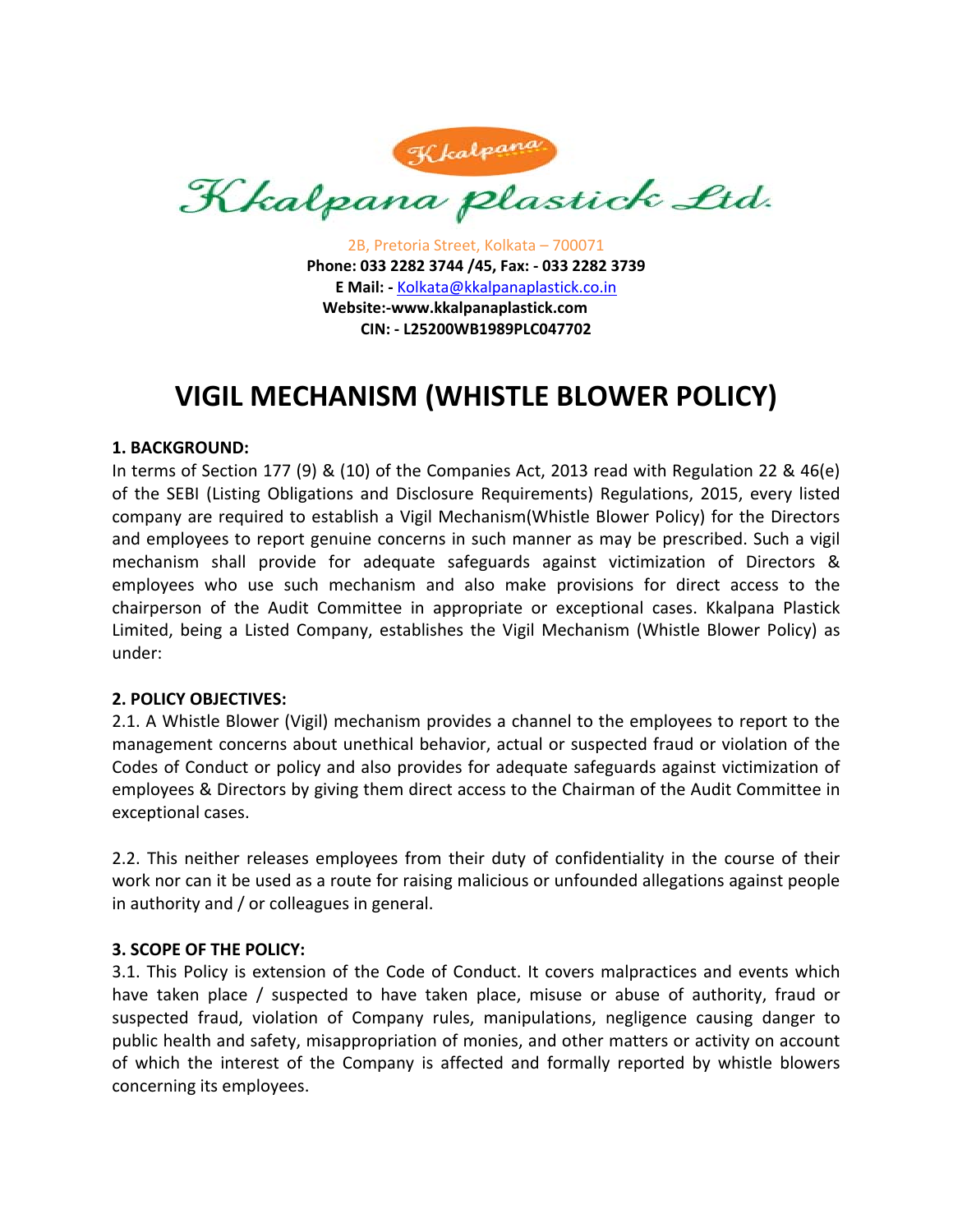# Kkalpana plastick Ltd.

2B, Pretoria Street, Kolkata – 700071
**Phone: 033 2282 3744 /45, Fax: - 033 2282 3739**
**E Mail: -** Kolkata@kkalpanaplastick.co.in
**Website:-www.kkalpanaplastick.com**
**CIN: - L25200WB1989PLC047702**

# VIGIL MECHANISM (WHISTLE BLOWER POLICY)

**1. BACKGROUND:**

In terms of Section 177 (9) & (10) of the Companies Act, 2013 read with Regulation 22 & 46(e) of the SEBI (Listing Obligations and Disclosure Requirements) Regulations, 2015, every listed company are required to establish a Vigil Mechanism(Whistle Blower Policy) for the Directors and employees to report genuine concerns in such manner as may be prescribed. Such a vigil mechanism shall provide for adequate safeguards against victimization of Directors & employees who use such mechanism and also make provisions for direct access to the chairperson of the Audit Committee in appropriate or exceptional cases. Kkalpana Plastick Limited, being a Listed Company, establishes the Vigil Mechanism (Whistle Blower Policy) as under:

**2. POLICY OBJECTIVES:**

2.1. A Whistle Blower (Vigil) mechanism provides a channel to the employees to report to the management concerns about unethical behavior, actual or suspected fraud or violation of the Codes of Conduct or policy and also provides for adequate safeguards against victimization of employees & Directors by giving them direct access to the Chairman of the Audit Committee in exceptional cases.

2.2. This neither releases employees from their duty of confidentiality in the course of their work nor can it be used as a route for raising malicious or unfounded allegations against people in authority and / or colleagues in general.

**3. SCOPE OF THE POLICY:**

3.1. This Policy is extension of the Code of Conduct. It covers malpractices and events which have taken place / suspected to have taken place, misuse or abuse of authority, fraud or suspected fraud, violation of Company rules, manipulations, negligence causing danger to public health and safety, misappropriation of monies, and other matters or activity on account of which the interest of the Company is affected and formally reported by whistle blowers concerning its employees.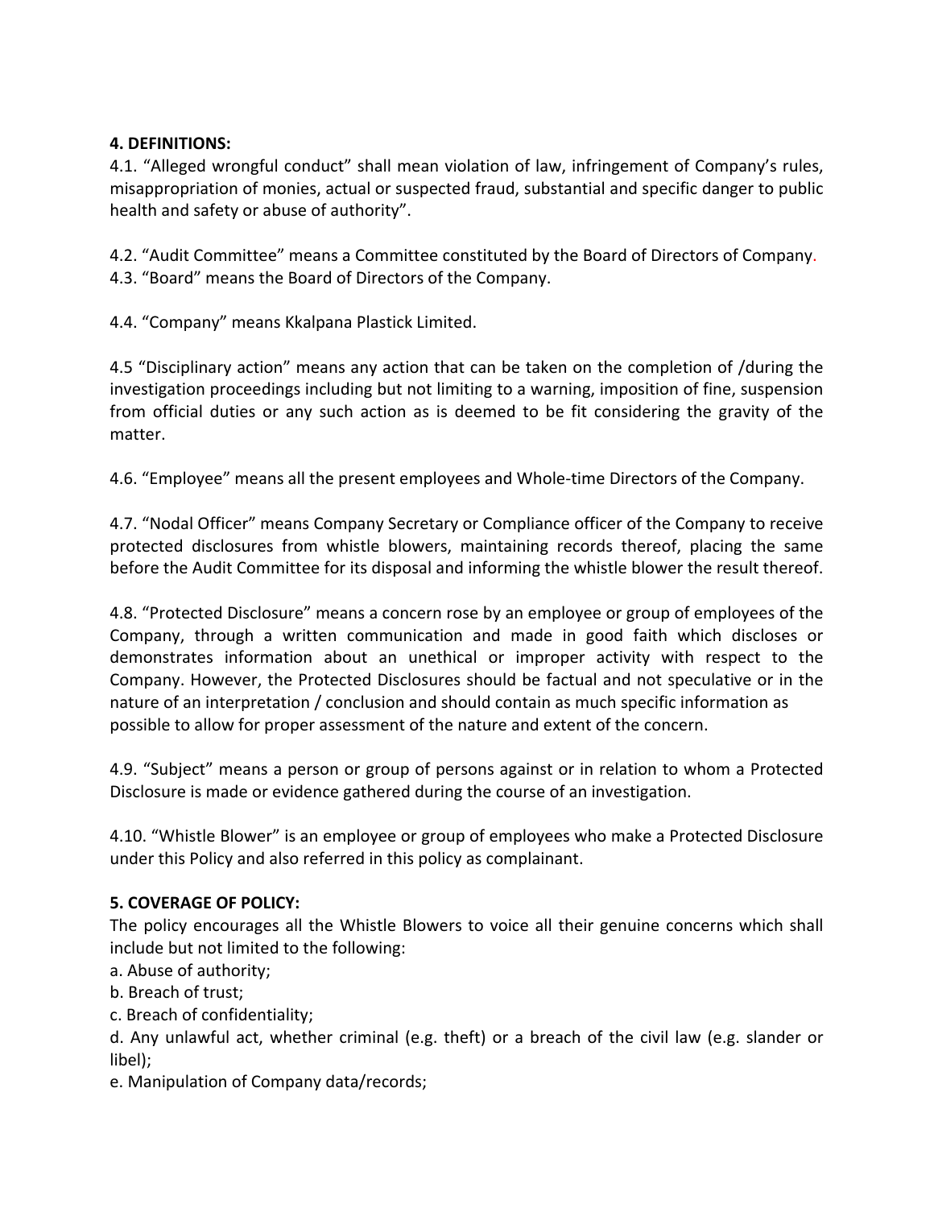**4. DEFINITIONS:**

4.1. “Alleged wrongful conduct” shall mean violation of law, infringement of Company’s rules, misappropriation of monies, actual or suspected fraud, substantial and specific danger to public health and safety or abuse of authority”.

4.2. “Audit Committee” means a Committee constituted by the Board of Directors of Company.

4.3. “Board” means the Board of Directors of the Company.

4.4. “Company” means Kkalpana Plastick Limited.

4.5 “Disciplinary action” means any action that can be taken on the completion of /during the investigation proceedings including but not limiting to a warning, imposition of fine, suspension from official duties or any such action as is deemed to be fit considering the gravity of the matter.

4.6. “Employee” means all the present employees and Whole-time Directors of the Company.

4.7. “Nodal Officer” means Company Secretary or Compliance officer of the Company to receive protected disclosures from whistle blowers, maintaining records thereof, placing the same before the Audit Committee for its disposal and informing the whistle blower the result thereof.

4.8. “Protected Disclosure” means a concern rose by an employee or group of employees of the Company, through a written communication and made in good faith which discloses or demonstrates information about an unethical or improper activity with respect to the Company. However, the Protected Disclosures should be factual and not speculative or in the nature of an interpretation / conclusion and should contain as much specific information as possible to allow for proper assessment of the nature and extent of the concern.

4.9. “Subject” means a person or group of persons against or in relation to whom a Protected Disclosure is made or evidence gathered during the course of an investigation.

4.10. “Whistle Blower” is an employee or group of employees who make a Protected Disclosure under this Policy and also referred in this policy as complainant.

**5. COVERAGE OF POLICY:**

The policy encourages all the Whistle Blowers to voice all their genuine concerns which shall include but not limited to the following:

a. Abuse of authority;

b. Breach of trust;

c. Breach of confidentiality;

d. Any unlawful act, whether criminal (e.g. theft) or a breach of the civil law (e.g. slander or libel);

e. Manipulation of Company data/records;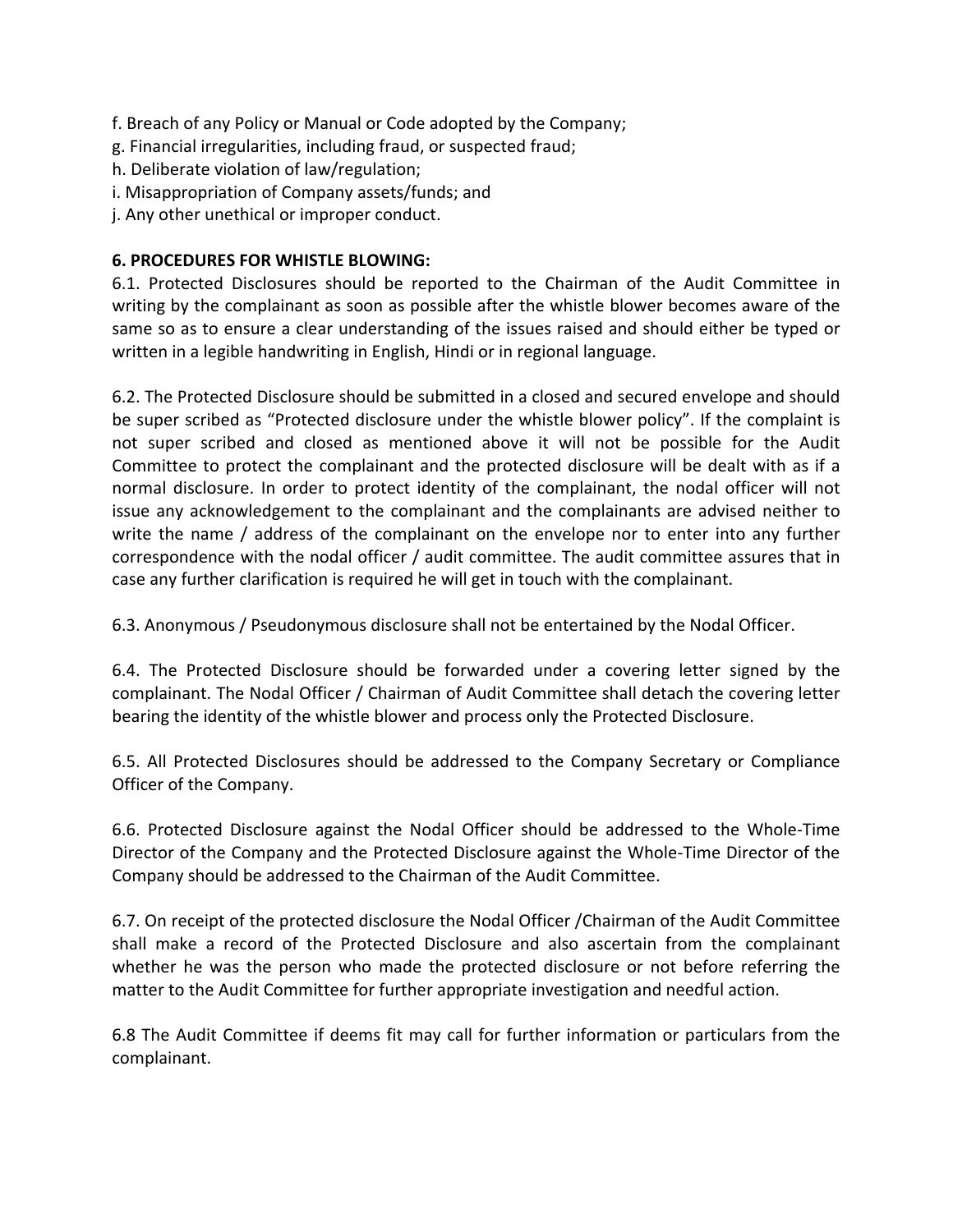f. Breach of any Policy or Manual or Code adopted by the Company;
g. Financial irregularities, including fraud, or suspected fraud;
h. Deliberate violation of law/regulation;
i. Misappropriation of Company assets/funds; and
j. Any other unethical or improper conduct.

**6. PROCEDURES FOR WHISTLE BLOWING:**

6.1. Protected Disclosures should be reported to the Chairman of the Audit Committee in writing by the complainant as soon as possible after the whistle blower becomes aware of the same so as to ensure a clear understanding of the issues raised and should either be typed or written in a legible handwriting in English, Hindi or in regional language.

6.2. The Protected Disclosure should be submitted in a closed and secured envelope and should be super scribed as "Protected disclosure under the whistle blower policy". If the complaint is not super scribed and closed as mentioned above it will not be possible for the Audit Committee to protect the complainant and the protected disclosure will be dealt with as if a normal disclosure. In order to protect identity of the complainant, the nodal officer will not issue any acknowledgement to the complainant and the complainants are advised neither to write the name / address of the complainant on the envelope nor to enter into any further correspondence with the nodal officer / audit committee. The audit committee assures that in case any further clarification is required he will get in touch with the complainant.

6.3. Anonymous / Pseudonymous disclosure shall not be entertained by the Nodal Officer.

6.4. The Protected Disclosure should be forwarded under a covering letter signed by the complainant. The Nodal Officer / Chairman of Audit Committee shall detach the covering letter bearing the identity of the whistle blower and process only the Protected Disclosure.

6.5. All Protected Disclosures should be addressed to the Company Secretary or Compliance Officer of the Company.

6.6. Protected Disclosure against the Nodal Officer should be addressed to the Whole-Time Director of the Company and the Protected Disclosure against the Whole-Time Director of the Company should be addressed to the Chairman of the Audit Committee.

6.7. On receipt of the protected disclosure the Nodal Officer /Chairman of the Audit Committee shall make a record of the Protected Disclosure and also ascertain from the complainant whether he was the person who made the protected disclosure or not before referring the matter to the Audit Committee for further appropriate investigation and needful action.

6.8 The Audit Committee if deems fit may call for further information or particulars from the complainant.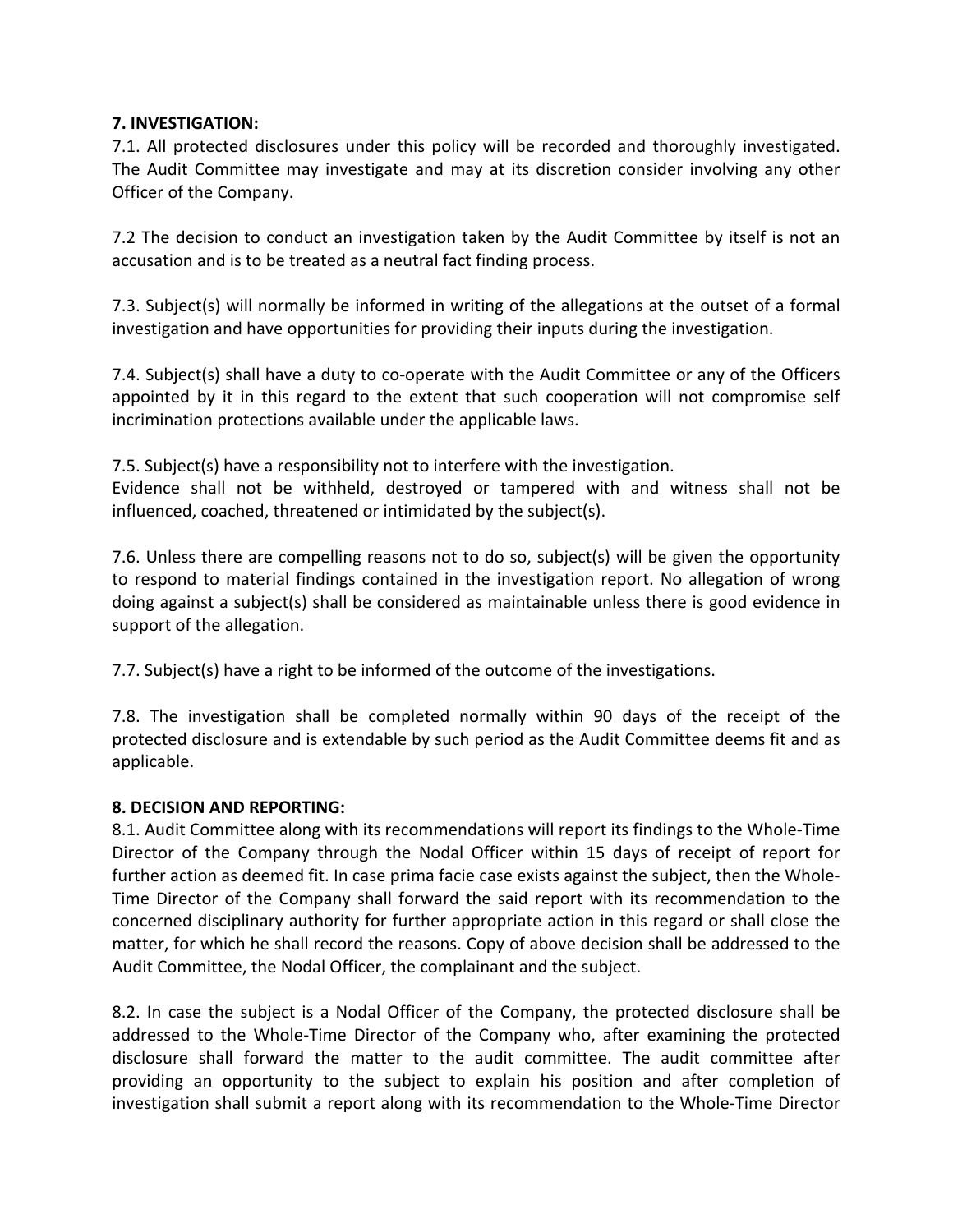**7. INVESTIGATION:**

7.1. All protected disclosures under this policy will be recorded and thoroughly investigated. The Audit Committee may investigate and may at its discretion consider involving any other Officer of the Company.

7.2 The decision to conduct an investigation taken by the Audit Committee by itself is not an accusation and is to be treated as a neutral fact finding process.

7.3. Subject(s) will normally be informed in writing of the allegations at the outset of a formal investigation and have opportunities for providing their inputs during the investigation.

7.4. Subject(s) shall have a duty to co-operate with the Audit Committee or any of the Officers appointed by it in this regard to the extent that such cooperation will not compromise self incrimination protections available under the applicable laws.

7.5. Subject(s) have a responsibility not to interfere with the investigation.
Evidence shall not be withheld, destroyed or tampered with and witness shall not be influenced, coached, threatened or intimidated by the subject(s).

7.6. Unless there are compelling reasons not to do so, subject(s) will be given the opportunity to respond to material findings contained in the investigation report. No allegation of wrong doing against a subject(s) shall be considered as maintainable unless there is good evidence in support of the allegation.

7.7. Subject(s) have a right to be informed of the outcome of the investigations.

7.8. The investigation shall be completed normally within 90 days of the receipt of the protected disclosure and is extendable by such period as the Audit Committee deems fit and as applicable.

**8. DECISION AND REPORTING:**

8.1. Audit Committee along with its recommendations will report its findings to the Whole-Time Director of the Company through the Nodal Officer within 15 days of receipt of report for further action as deemed fit. In case prima facie case exists against the subject, then the Whole-Time Director of the Company shall forward the said report with its recommendation to the concerned disciplinary authority for further appropriate action in this regard or shall close the matter, for which he shall record the reasons. Copy of above decision shall be addressed to the Audit Committee, the Nodal Officer, the complainant and the subject.

8.2. In case the subject is a Nodal Officer of the Company, the protected disclosure shall be addressed to the Whole-Time Director of the Company who, after examining the protected disclosure shall forward the matter to the audit committee. The audit committee after providing an opportunity to the subject to explain his position and after completion of investigation shall submit a report along with its recommendation to the Whole-Time Director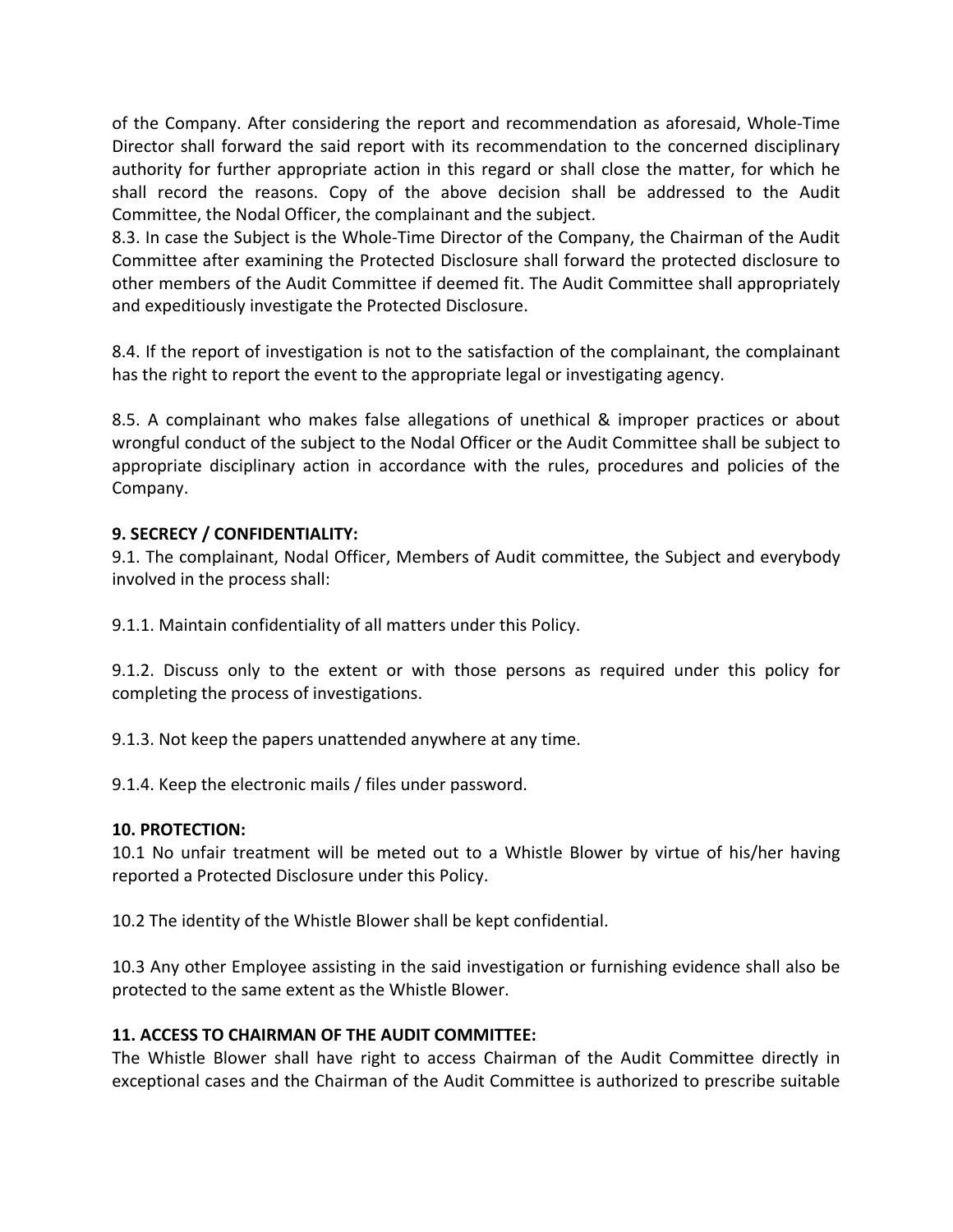of the Company. After considering the report and recommendation as aforesaid, Whole-Time Director shall forward the said report with its recommendation to the concerned disciplinary authority for further appropriate action in this regard or shall close the matter, for which he shall record the reasons. Copy of the above decision shall be addressed to the Audit Committee, the Nodal Officer, the complainant and the subject.

8.3. In case the Subject is the Whole-Time Director of the Company, the Chairman of the Audit Committee after examining the Protected Disclosure shall forward the protected disclosure to other members of the Audit Committee if deemed fit. The Audit Committee shall appropriately and expeditiously investigate the Protected Disclosure.

8.4. If the report of investigation is not to the satisfaction of the complainant, the complainant has the right to report the event to the appropriate legal or investigating agency.

8.5. A complainant who makes false allegations of unethical & improper practices or about wrongful conduct of the subject to the Nodal Officer or the Audit Committee shall be subject to appropriate disciplinary action in accordance with the rules, procedures and policies of the Company.

**9. SECRECY / CONFIDENTIALITY:**

9.1. The complainant, Nodal Officer, Members of Audit committee, the Subject and everybody involved in the process shall:

9.1.1. Maintain confidentiality of all matters under this Policy.

9.1.2. Discuss only to the extent or with those persons as required under this policy for completing the process of investigations.

9.1.3. Not keep the papers unattended anywhere at any time.

9.1.4. Keep the electronic mails / files under password.

**10. PROTECTION:**

10.1 No unfair treatment will be meted out to a Whistle Blower by virtue of his/her having reported a Protected Disclosure under this Policy.

10.2 The identity of the Whistle Blower shall be kept confidential.

10.3 Any other Employee assisting in the said investigation or furnishing evidence shall also be protected to the same extent as the Whistle Blower.

**11. ACCESS TO CHAIRMAN OF THE AUDIT COMMITTEE:**

The Whistle Blower shall have right to access Chairman of the Audit Committee directly in exceptional cases and the Chairman of the Audit Committee is authorized to prescribe suitable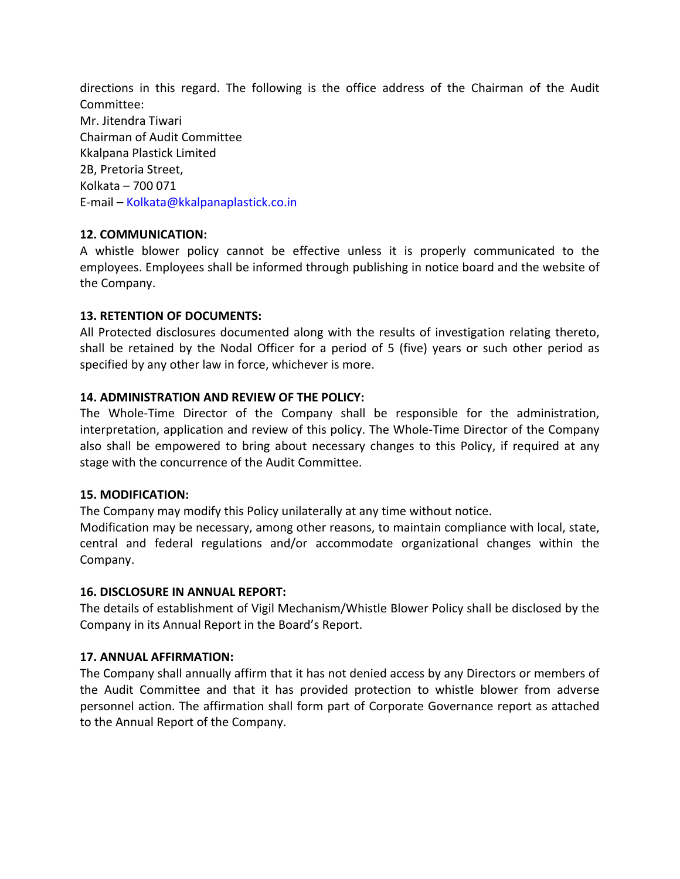directions in this regard. The following is the office address of the Chairman of the Audit Committee:

Mr. Jitendra Tiwari
Chairman of Audit Committee
Kkalpana Plastick Limited
2B, Pretoria Street,
Kolkata – 700 071
E-mail – Kolkata@kkalpanaplastick.co.in

**12. COMMUNICATION:**

A whistle blower policy cannot be effective unless it is properly communicated to the employees. Employees shall be informed through publishing in notice board and the website of the Company.

**13. RETENTION OF DOCUMENTS:**

All Protected disclosures documented along with the results of investigation relating thereto, shall be retained by the Nodal Officer for a period of 5 (five) years or such other period as specified by any other law in force, whichever is more.

**14. ADMINISTRATION AND REVIEW OF THE POLICY:**

The Whole-Time Director of the Company shall be responsible for the administration, interpretation, application and review of this policy. The Whole-Time Director of the Company also shall be empowered to bring about necessary changes to this Policy, if required at any stage with the concurrence of the Audit Committee.

**15. MODIFICATION:**

The Company may modify this Policy unilaterally at any time without notice.
Modification may be necessary, among other reasons, to maintain compliance with local, state, central and federal regulations and/or accommodate organizational changes within the Company.

**16. DISCLOSURE IN ANNUAL REPORT:**

The details of establishment of Vigil Mechanism/Whistle Blower Policy shall be disclosed by the Company in its Annual Report in the Board's Report.

**17. ANNUAL AFFIRMATION:**

The Company shall annually affirm that it has not denied access by any Directors or members of the Audit Committee and that it has provided protection to whistle blower from adverse personnel action. The affirmation shall form part of Corporate Governance report as attached to the Annual Report of the Company.